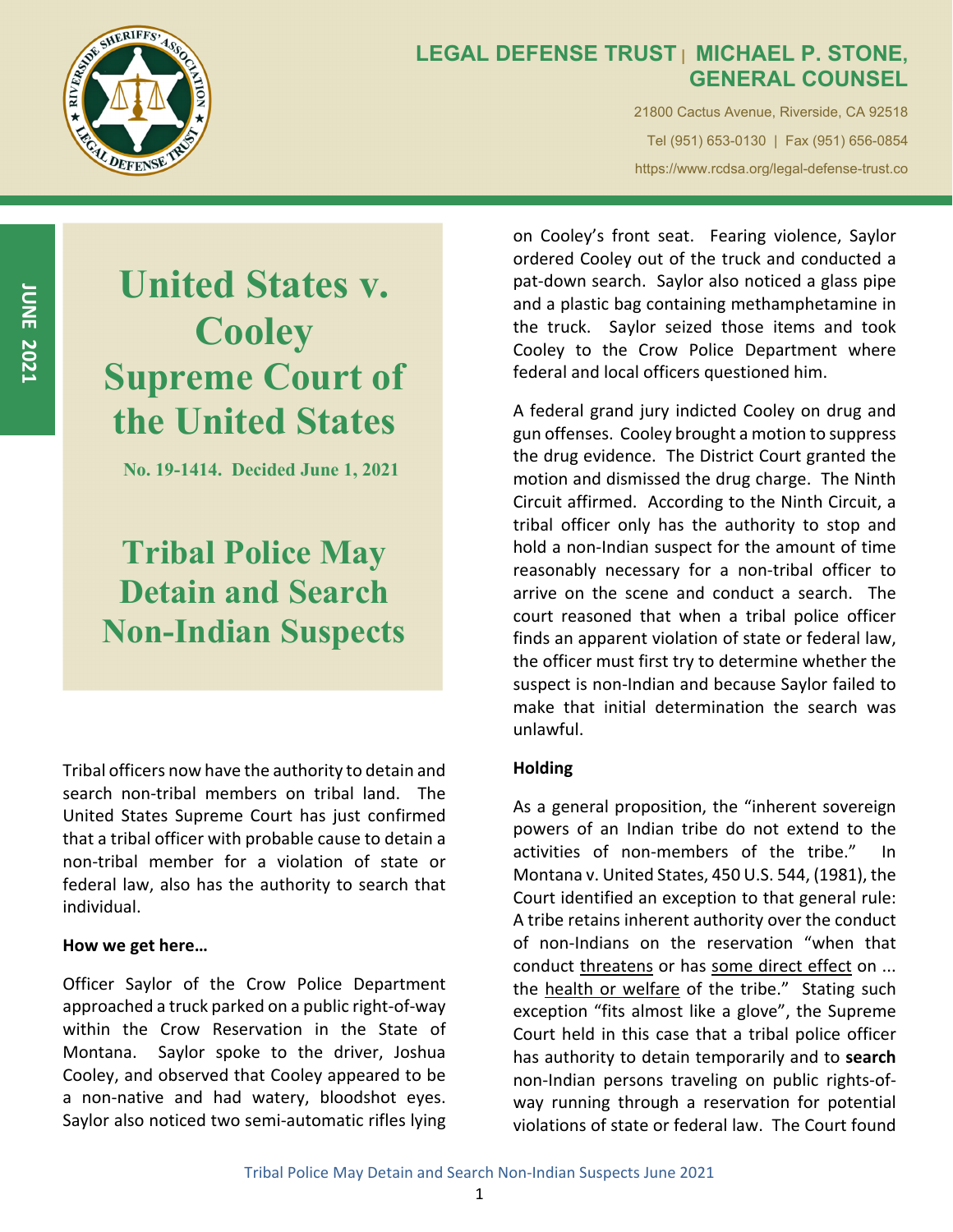**LEGAL DEFENSE TRUST | MICHAEL P. STONE, GENERAL COUNSEL**

21800 Cactus Avenue, Riverside, CA 92518

Tel (951) 653-0130 | Fax (951) 656-0854

https://www.rcdsa.org/legal-defense-trust.co

JUNE 2021

# United States v. Cooley Supreme Court of the United States

**No. 19-1414. Decided June 1, 2021**

# Tribal Police May Detain and Search Non-Indian Suspects

Tribal officers now have the authority to detain and search non-tribal members on tribal land. The United States Supreme Court has just confirmed that a tribal officer with probable cause to detain a non-tribal member for a violation of state or federal law, also has the authority to search that individual.

**How we get here…**

Officer Saylor of the Crow Police Department approached a truck parked on a public right-of-way within the Crow Reservation in the State of Montana. Saylor spoke to the driver, Joshua Cooley, and observed that Cooley appeared to be a non-native and had watery, bloodshot eyes. Saylor also noticed two semi-automatic rifles lying on Cooley's front seat. Fearing violence, Saylor ordered Cooley out of the truck and conducted a pat-down search. Saylor also noticed a glass pipe and a plastic bag containing methamphetamine in the truck. Saylor seized those items and took Cooley to the Crow Police Department where federal and local officers questioned him.

A federal grand jury indicted Cooley on drug and gun offenses. Cooley brought a motion to suppress the drug evidence. The District Court granted the motion and dismissed the drug charge. The Ninth Circuit affirmed. According to the Ninth Circuit, a tribal officer only has the authority to stop and hold a non-Indian suspect for the amount of time reasonably necessary for a non-tribal officer to arrive on the scene and conduct a search. The court reasoned that when a tribal police officer finds an apparent violation of state or federal law, the officer must first try to determine whether the suspect is non-Indian and because Saylor failed to make that initial determination the search was unlawful.

**Holding**

As a general proposition, the "inherent sovereign powers of an Indian tribe do not extend to the activities of non-members of the tribe." In Montana v. United States, 450 U.S. 544, (1981), the Court identified an exception to that general rule: A tribe retains inherent authority over the conduct of non-Indians on the reservation "when that conduct threatens or has some direct effect on ... the health or welfare of the tribe." Stating such exception "fits almost like a glove", the Supreme Court held in this case that a tribal police officer has authority to detain temporarily and to **search** non-Indian persons traveling on public rights-of-way running through a reservation for potential violations of state or federal law. The Court found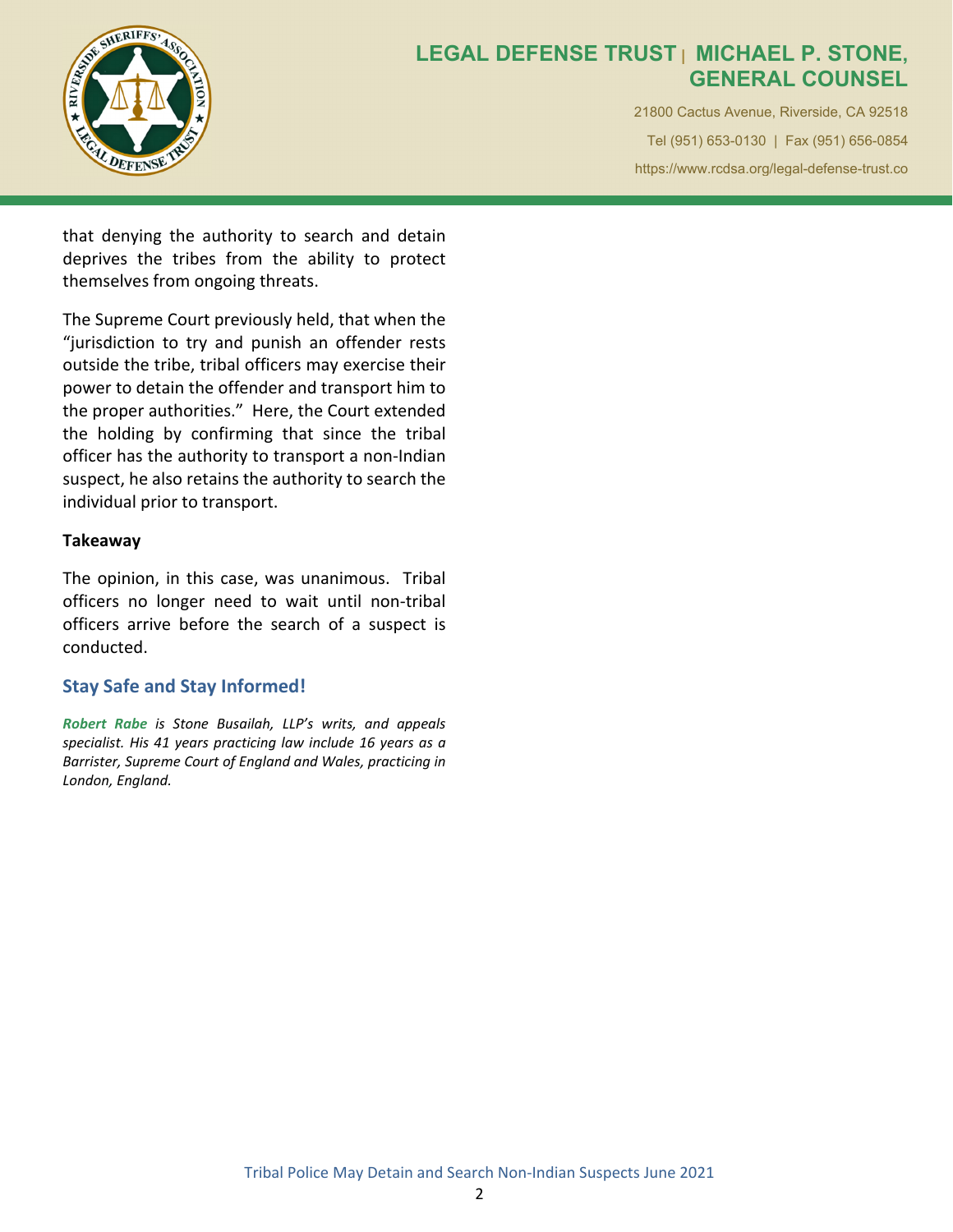that denying the authority to search and detain deprives the tribes from the ability to protect themselves from ongoing threats.

The Supreme Court previously held, that when the "jurisdiction to try and punish an offender rests outside the tribe, tribal officers may exercise their power to detain the offender and transport him to the proper authorities." Here, the Court extended the holding by confirming that since the tribal officer has the authority to transport a non-Indian suspect, he also retains the authority to search the individual prior to transport.

**Takeaway**

The opinion, in this case, was unanimous. Tribal officers no longer need to wait until non-tribal officers arrive before the search of a suspect is conducted.

## Stay Safe and Stay Informed!

***Robert Rabe** is Stone Busailah, LLP's writs, and appeals specialist. His 41 years practicing law include 16 years as a Barrister, Supreme Court of England and Wales, practicing in London, England.*